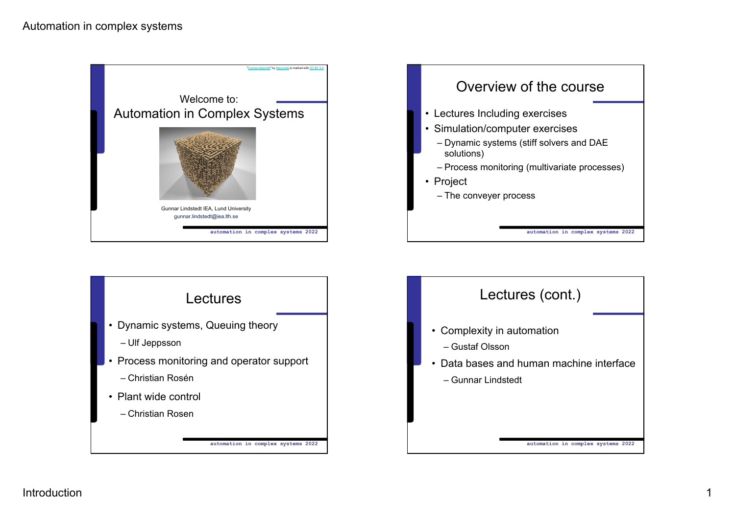"Cornex labyrinth" by ldecomte is marked with CC BY 2.0.

Welcome to:

# Automation in Complex Systems

Gunnar Lindstedt IEA, Lund University
gunnar.lindstedt@iea.lth.se

## Overview of the course

- Lectures Including exercises
- Simulation/computer exercises
  - Dynamic systems (stiff solvers and DAE solutions)
  - Process monitoring (multivariate processes)
- Project
  - The conveyer process

## Lectures

- Dynamic systems, Queuing theory
  - Ulf Jeppsson
- Process monitoring and operator support
  - Christian Rosén
- Plant wide control
  - Christian Rosen

## Lectures (cont.)

- Complexity in automation
  - Gustaf Olsson
- Data bases and human machine interface
  - Gunnar Lindstedt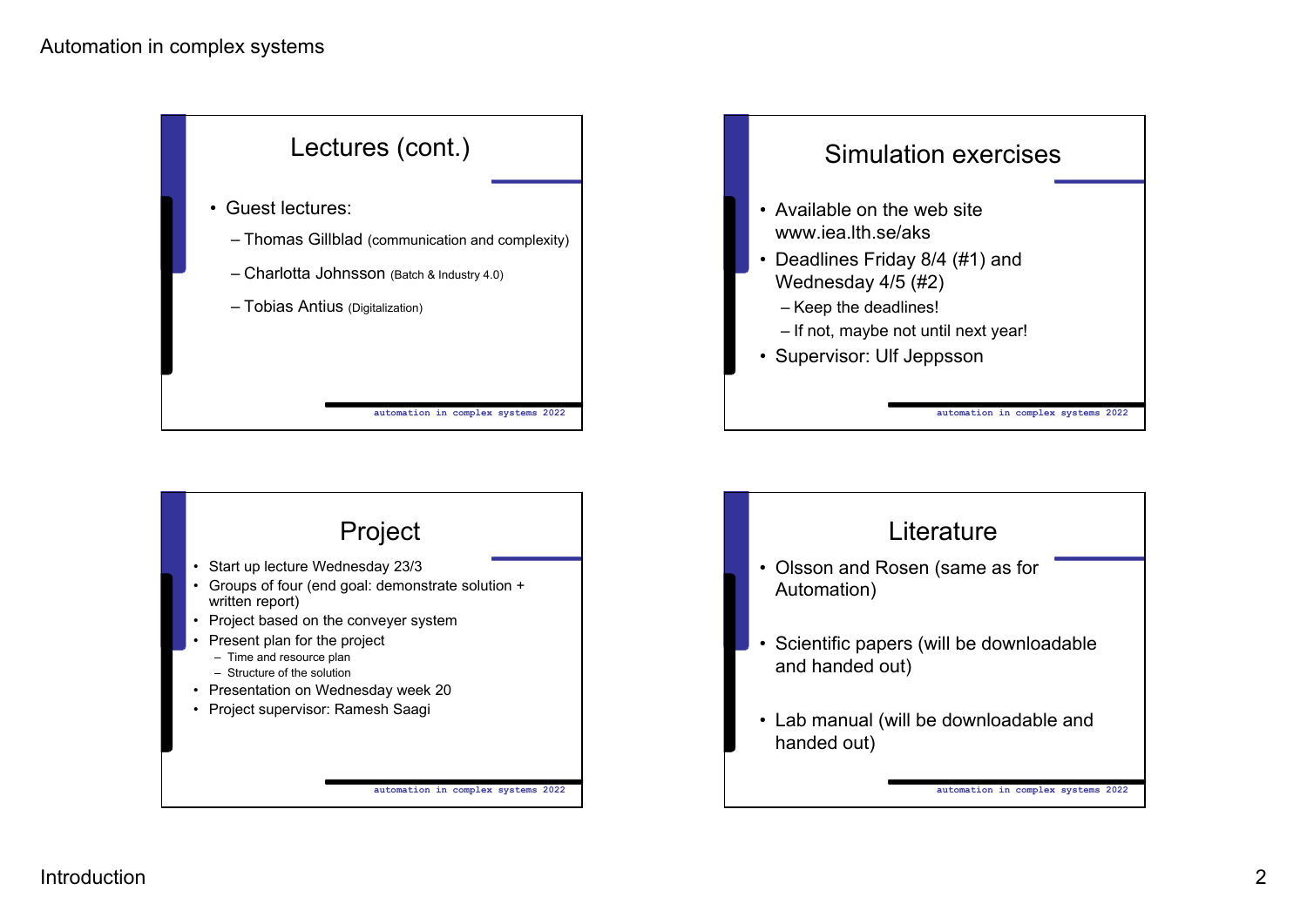## Lectures (cont.)

- Guest lectures:
  - Thomas Gillblad (communication and complexity)
  - Charlotta Johnsson (Batch & Industry 4.0)
  - Tobias Antius (Digitalization)

## Simulation exercises

- Available on the web site www.iea.lth.se/aks
- Deadlines Friday 8/4 (#1) and Wednesday 4/5 (#2)
  - Keep the deadlines!
  - If not, maybe not until next year!
- Supervisor: Ulf Jeppsson

## Project

- Start up lecture Wednesday 23/3
- Groups of four (end goal: demonstrate solution + written report)
- Project based on the conveyer system
- Present plan for the project
  - Time and resource plan
  - Structure of the solution
- Presentation on Wednesday week 20
- Project supervisor: Ramesh Saagi

## Literature

- Olsson and Rosen (same as for Automation)
- Scientific papers (will be downloadable and handed out)
- Lab manual (will be downloadable and handed out)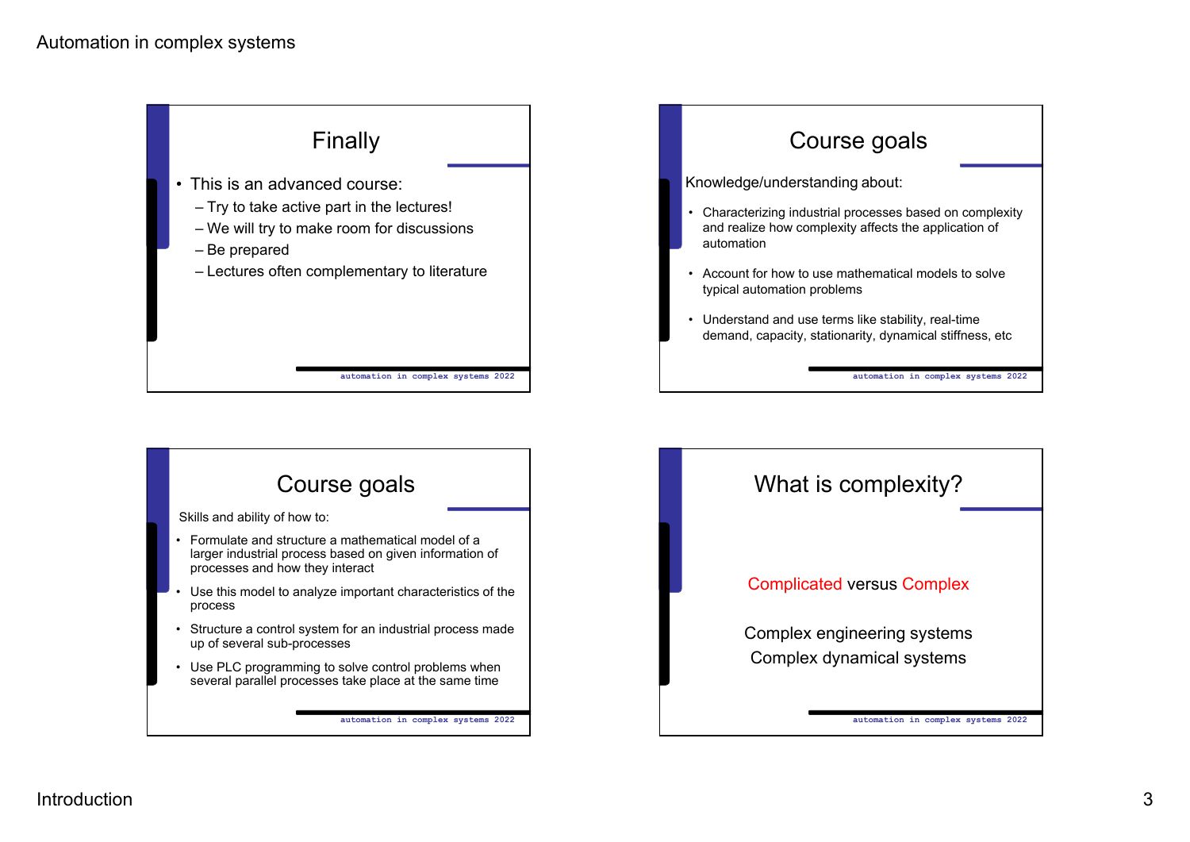## Finally

- This is an advanced course:
  - Try to take active part in the lectures!
  - We will try to make room for discussions
  - Be prepared
  - Lectures often complementary to literature

## Course goals

Knowledge/understanding about:

- Characterizing industrial processes based on complexity and realize how complexity affects the application of automation
- Account for how to use mathematical models to solve typical automation problems
- Understand and use terms like stability, real-time demand, capacity, stationarity, dynamical stiffness, etc

## Course goals

Skills and ability of how to:

- Formulate and structure a mathematical model of a larger industrial process based on given information of processes and how they interact
- Use this model to analyze important characteristics of the process
- Structure a control system for an industrial process made up of several sub-processes
- Use PLC programming to solve control problems when several parallel processes take place at the same time

## What is complexity?

Complicated versus Complex

Complex engineering systems

Complex dynamical systems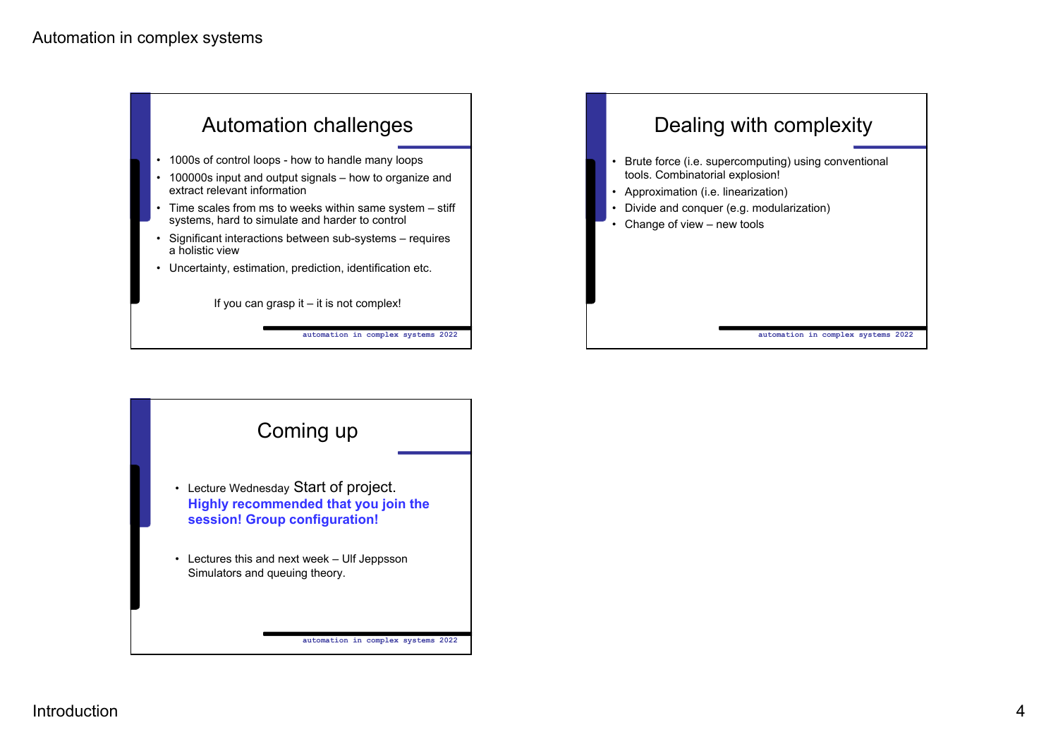## Automation challenges

- 1000s of control loops - how to handle many loops
- 100000s input and output signals – how to organize and extract relevant information
- Time scales from ms to weeks within same system – stiff systems, hard to simulate and harder to control
- Significant interactions between sub-systems – requires a holistic view
- Uncertainty, estimation, prediction, identification etc.

If you can grasp it – it is not complex!

## Dealing with complexity

- Brute force (i.e. supercomputing) using conventional tools. Combinatorial explosion!
- Approximation (i.e. linearization)
- Divide and conquer (e.g. modularization)
- Change of view – new tools

## Coming up

- Lecture Wednesday Start of project. **Highly recommended that you join the session! Group configuration!**
- Lectures this and next week – Ulf Jeppsson Simulators and queuing theory.